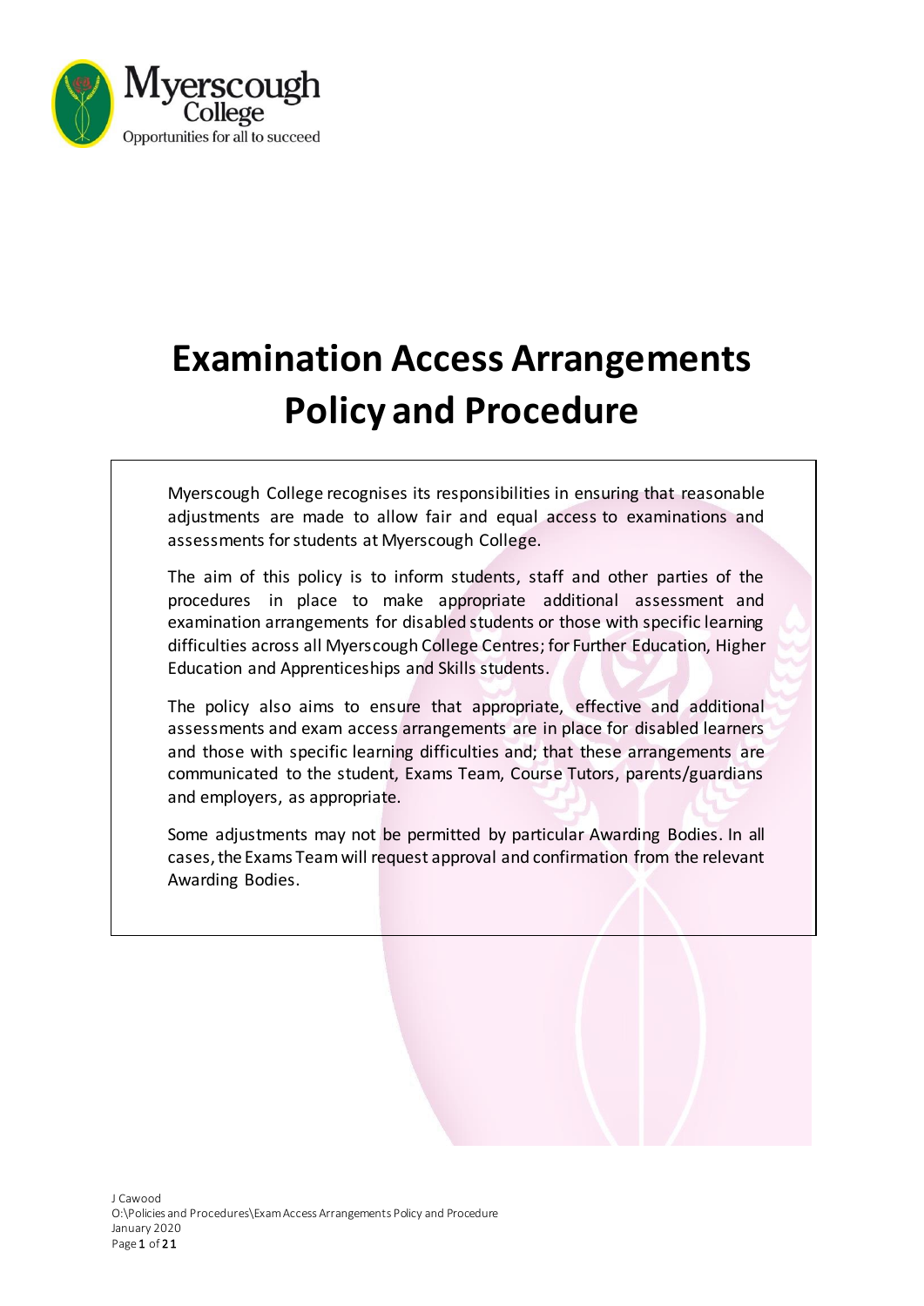Myerscough College
Opportunities for all to succeed

# Examination Access Arrangements Policy and Procedure

Myerscough College recognises its responsibilities in ensuring that reasonable adjustments are made to allow fair and equal access to examinations and assessments for students at Myerscough College.

The aim of this policy is to inform students, staff and other parties of the procedures in place to make appropriate additional assessment and examination arrangements for disabled students or those with specific learning difficulties across all Myerscough College Centres; for Further Education, Higher Education and Apprenticeships and Skills students.

The policy also aims to ensure that appropriate, effective and additional assessments and exam access arrangements are in place for disabled learners and those with specific learning difficulties and; that these arrangements are communicated to the student, Exams Team, Course Tutors, parents/guardians and employers, as appropriate.

Some adjustments may not be permitted by particular Awarding Bodies. In all cases, the Exams Team will request approval and confirmation from the relevant Awarding Bodies.

J Cawood
O:\Policies and Procedures\Exam Access Arrangements Policy and Procedure
January 2020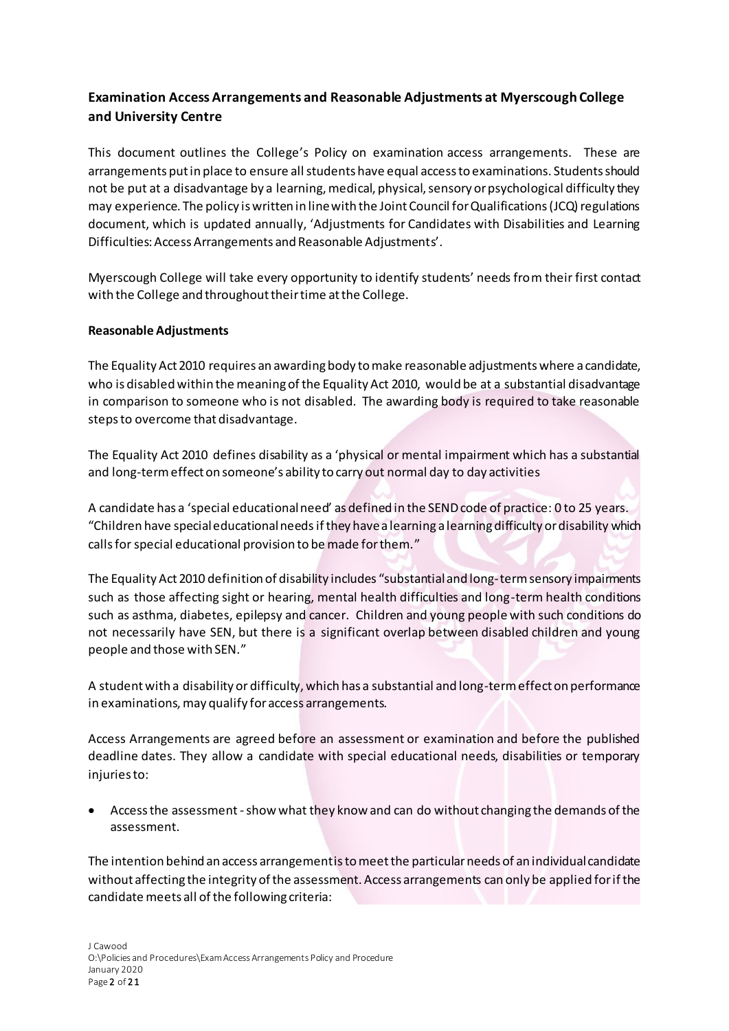## Examination Access Arrangements and Reasonable Adjustments at Myerscough College and University Centre

This document outlines the College's Policy on examination access arrangements. These are arrangements put in place to ensure all students have equal access to examinations. Students should not be put at a disadvantage by a learning, medical, physical, sensory or psychological difficulty they may experience. The policy is written in line with the Joint Council for Qualifications (JCQ) regulations document, which is updated annually, 'Adjustments for Candidates with Disabilities and Learning Difficulties: Access Arrangements and Reasonable Adjustments'.

Myerscough College will take every opportunity to identify students' needs from their first contact with the College and throughout their time at the College.

### Reasonable Adjustments

The Equality Act 2010 requires an awarding body to make reasonable adjustments where a candidate, who is disabled within the meaning of the Equality Act 2010, would be at a substantial disadvantage in comparison to someone who is not disabled. The awarding body is required to take reasonable steps to overcome that disadvantage.

The Equality Act 2010 defines disability as a 'physical or mental impairment which has a substantial and long-term effect on someone's ability to carry out normal day to day activities

A candidate has a 'special educational need' as defined in the SEND code of practice: 0 to 25 years. "Children have special educational needs if they have a learning a learning difficulty or disability which calls for special educational provision to be made for them."

The Equality Act 2010 definition of disability includes "substantial and long-term sensory impairments such as those affecting sight or hearing, mental health difficulties and long-term health conditions such as asthma, diabetes, epilepsy and cancer. Children and young people with such conditions do not necessarily have SEN, but there is a significant overlap between disabled children and young people and those with SEN."

A student with a disability or difficulty, which has a substantial and long-term effect on performance in examinations, may qualify for access arrangements.

Access Arrangements are agreed before an assessment or examination and before the published deadline dates. They allow a candidate with special educational needs, disabilities or temporary injuries to:

- Access the assessment - show what they know and can do without changing the demands of the assessment.

The intention behind an access arrangement is to meet the particular needs of an individual candidate without affecting the integrity of the assessment. Access arrangements can only be applied for if the candidate meets all of the following criteria: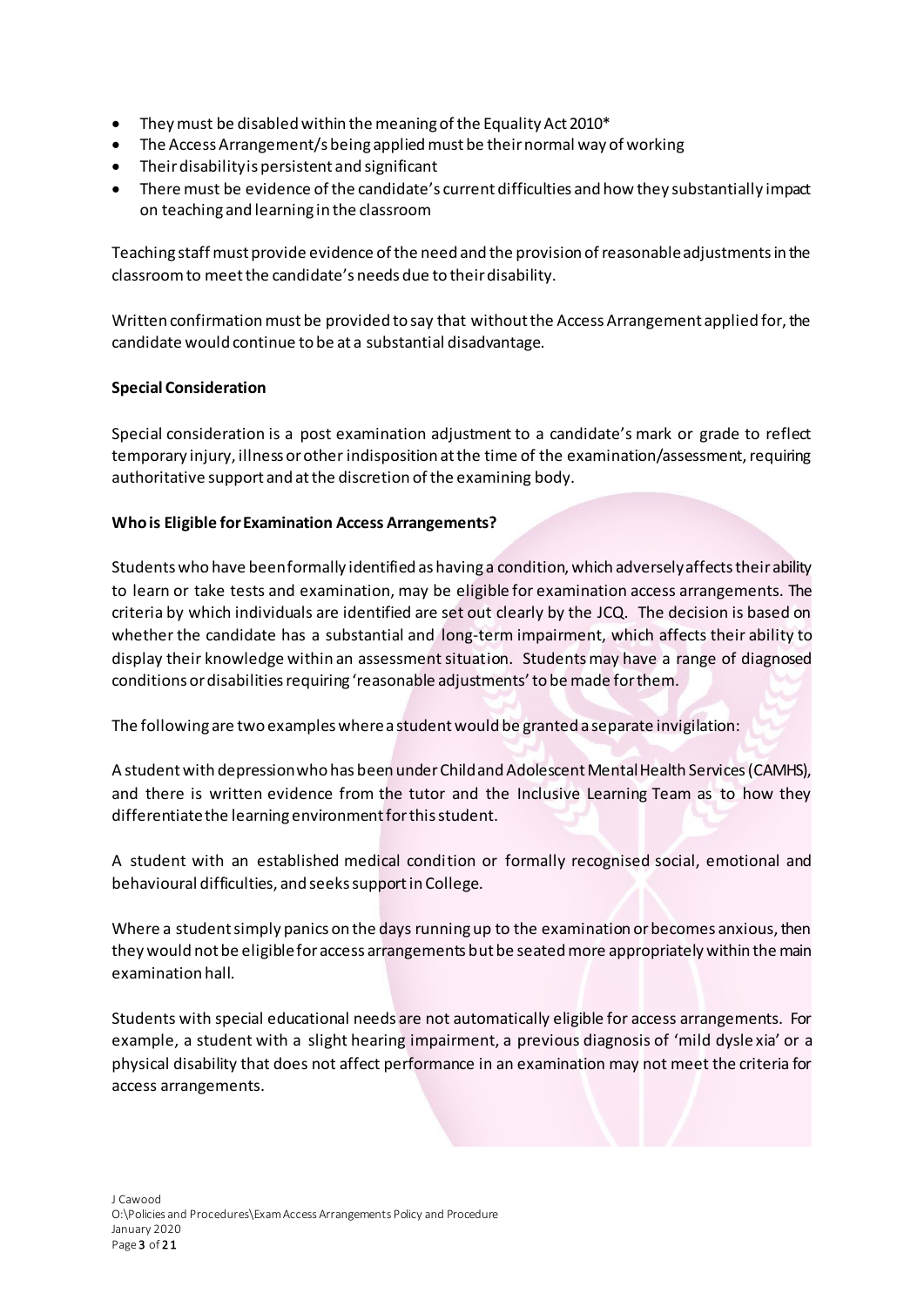- They must be disabled within the meaning of the Equality Act 2010*
- The Access Arrangement/s being applied must be their normal way of working
- Their disability is persistent and significant
- There must be evidence of the candidate's current difficulties and how they substantially impact on teaching and learning in the classroom

Teaching staff must provide evidence of the need and the provision of reasonable adjustments in the classroom to meet the candidate's needs due to their disability.

Written confirmation must be provided to say that without the Access Arrangement applied for, the candidate would continue to be at a substantial disadvantage.

**Special Consideration**

Special consideration is a post examination adjustment to a candidate's mark or grade to reflect temporary injury, illness or other indisposition at the time of the examination/assessment, requiring authoritative support and at the discretion of the examining body.

**Who is Eligible for Examination Access Arrangements?**

Students who have been formally identified as having a condition, which adversely affects their ability to learn or take tests and examination, may be eligible for examination access arrangements. The criteria by which individuals are identified are set out clearly by the JCQ. The decision is based on whether the candidate has a substantial and long-term impairment, which affects their ability to display their knowledge within an assessment situation. Students may have a range of diagnosed conditions or disabilities requiring 'reasonable adjustments' to be made for them.

The following are two examples where a student would be granted a separate invigilation:

A student with depression who has been under Child and Adolescent Mental Health Services (CAMHS), and there is written evidence from the tutor and the Inclusive Learning Team as to how they differentiate the learning environment for this student.

A student with an established medical condition or formally recognised social, emotional and behavioural difficulties, and seeks support in College.

Where a student simply panics on the days running up to the examination or becomes anxious, then they would not be eligible for access arrangements but be seated more appropriately within the main examination hall.

Students with special educational needs are not automatically eligible for access arrangements. For example, a student with a slight hearing impairment, a previous diagnosis of 'mild dyslexia' or a physical disability that does not affect performance in an examination may not meet the criteria for access arrangements.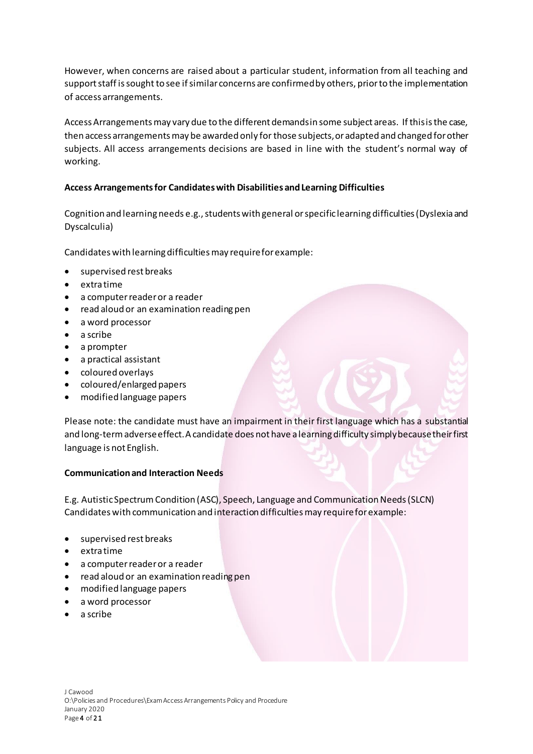However, when concerns are raised about a particular student, information from all teaching and support staff is sought to see if similar concerns are confirmed by others, prior to the implementation of access arrangements.

Access Arrangements may vary due to the different demands in some subject areas. If this is the case, then access arrangements may be awarded only for those subjects, or adapted and changed for other subjects. All access arrangements decisions are based in line with the student's normal way of working.

**Access Arrangements for Candidates with Disabilities and Learning Difficulties**

Cognition and learning needs e.g., students with general or specific learning difficulties (Dyslexia and Dyscalculia)

Candidates with learning difficulties may require for example:

- supervised rest breaks
- extra time
- a computer reader or a reader
- read aloud or an examination reading pen
- a word processor
- a scribe
- a prompter
- a practical assistant
- coloured overlays
- coloured/enlarged papers
- modified language papers

Please note: the candidate must have an impairment in their first language which has a substantial and long-term adverse effect. A candidate does not have a learning difficulty simply because their first language is not English.

**Communication and Interaction Needs**

E.g. Autistic Spectrum Condition (ASC), Speech, Language and Communication Needs (SLCN)
Candidates with communication and interaction difficulties may require for example:

- supervised rest breaks
- extra time
- a computer reader or a reader
- read aloud or an examination reading pen
- modified language papers
- a word processor
- a scribe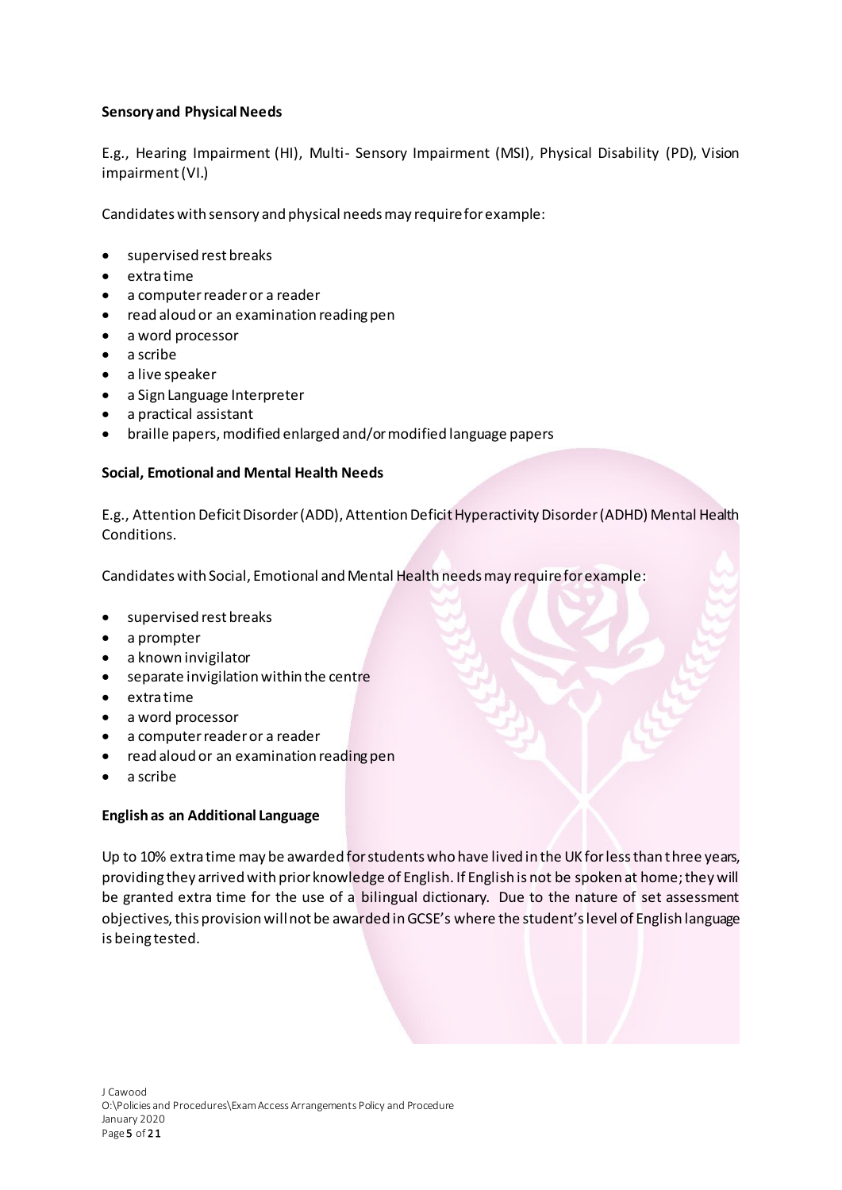**Sensory and Physical Needs**

E.g., Hearing Impairment (HI), Multi- Sensory Impairment (MSI), Physical Disability (PD), Vision impairment (VI.)

Candidates with sensory and physical needs may require for example:

- supervised rest breaks
- extra time
- a computer reader or a reader
- read aloud or an examination reading pen
- a word processor
- a scribe
- a live speaker
- a Sign Language Interpreter
- a practical assistant
- braille papers, modified enlarged and/or modified language papers

**Social, Emotional and Mental Health Needs**

E.g., Attention Deficit Disorder (ADD), Attention Deficit Hyperactivity Disorder (ADHD) Mental Health Conditions.

Candidates with Social, Emotional and Mental Health needs may require for example:

- supervised rest breaks
- a prompter
- a known invigilator
- separate invigilation within the centre
- extra time
- a word processor
- a computer reader or a reader
- read aloud or an examination reading pen
- a scribe

**English as an Additional Language**

Up to 10% extra time may be awarded for students who have lived in the UK for less than three years, providing they arrived with prior knowledge of English. If English is not be spoken at home; they will be granted extra time for the use of a bilingual dictionary. Due to the nature of set assessment objectives, this provision will not be awarded in GCSE's where the student's level of English language is being tested.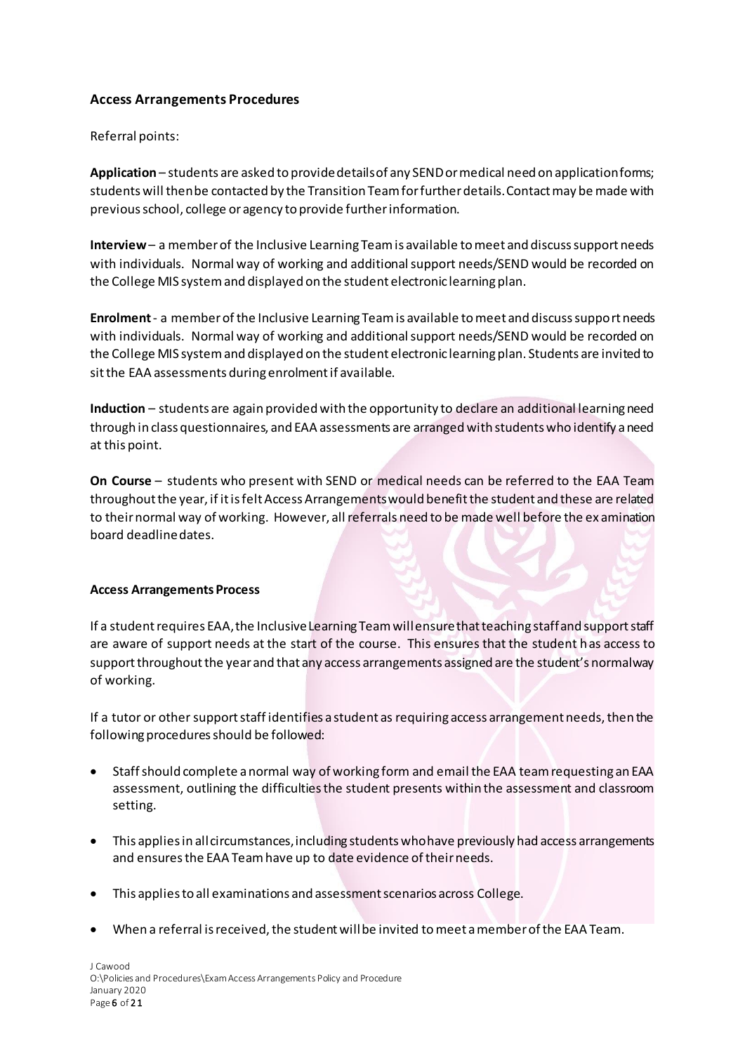## Access Arrangements Procedures

Referral points:

**Application** – students are asked to provide details of any SEND or medical need on application forms; students will then be contacted by the Transition Team for further details. Contact may be made with previous school, college or agency to provide further information.

**Interview** – a member of the Inclusive Learning Team is available to meet and discuss support needs with individuals. Normal way of working and additional support needs/SEND would be recorded on the College MIS system and displayed on the student electronic learning plan.

**Enrolment** - a member of the Inclusive Learning Team is available to meet and discuss support needs with individuals. Normal way of working and additional support needs/SEND would be recorded on the College MIS system and displayed on the student electronic learning plan. Students are invited to sit the EAA assessments during enrolment if available.

**Induction** – students are again provided with the opportunity to declare an additional learning need through in class questionnaires, and EAA assessments are arranged with students who identify a need at this point.

**On Course** – students who present with SEND or medical needs can be referred to the EAA Team throughout the year, if it is felt Access Arrangements would benefit the student and these are related to their normal way of working. However, all referrals need to be made well before the examination board deadline dates.

### Access Arrangements Process

If a student requires EAA, the Inclusive Learning Team will ensure that teaching staff and support staff are aware of support needs at the start of the course. This ensures that the student has access to support throughout the year and that any access arrangements assigned are the student's normal way of working.

If a tutor or other support staff identifies a student as requiring access arrangement needs, then the following procedures should be followed:

- Staff should complete a normal way of working form and email the EAA team requesting an EAA assessment, outlining the difficulties the student presents within the assessment and classroom setting.
- This applies in all circumstances, including students who have previously had access arrangements and ensures the EAA Team have up to date evidence of their needs.
- This applies to all examinations and assessment scenarios across College.
- When a referral is received, the student will be invited to meet a member of the EAA Team.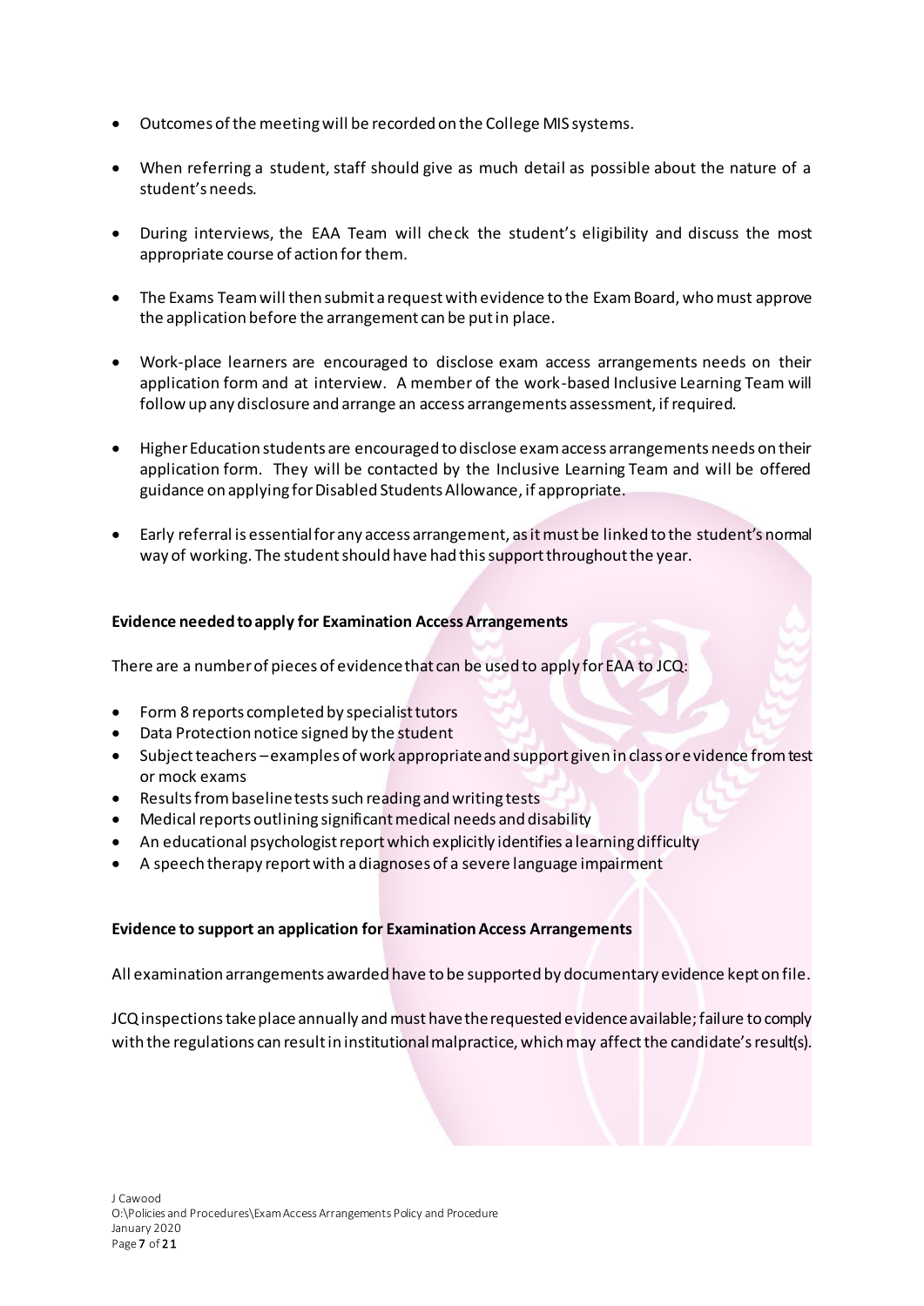- Outcomes of the meeting will be recorded on the College MIS systems.
- When referring a student, staff should give as much detail as possible about the nature of a student's needs.
- During interviews, the EAA Team will check the student's eligibility and discuss the most appropriate course of action for them.
- The Exams Team will then submit a request with evidence to the Exam Board, who must approve the application before the arrangement can be put in place.
- Work-place learners are encouraged to disclose exam access arrangements needs on their application form and at interview. A member of the work-based Inclusive Learning Team will follow up any disclosure and arrange an access arrangements assessment, if required.
- Higher Education students are encouraged to disclose exam access arrangements needs on their application form. They will be contacted by the Inclusive Learning Team and will be offered guidance on applying for Disabled Students Allowance, if appropriate.
- Early referral is essential for any access arrangement, as it must be linked to the student's normal way of working. The student should have had this support throughout the year.

**Evidence needed to apply for Examination Access Arrangements**

There are a number of pieces of evidence that can be used to apply for EAA to JCQ:

- Form 8 reports completed by specialist tutors
- Data Protection notice signed by the student
- Subject teachers – examples of work appropriate and support given in class or evidence from test or mock exams
- Results from baseline tests such reading and writing tests
- Medical reports outlining significant medical needs and disability
- An educational psychologist report which explicitly identifies a learning difficulty
- A speech therapy report with a diagnoses of a severe language impairment

**Evidence to support an application for Examination Access Arrangements**

All examination arrangements awarded have to be supported by documentary evidence kept on file.

JCQ inspections take place annually and must have the requested evidence available; failure to comply with the regulations can result in institutional malpractice, which may affect the candidate's result(s).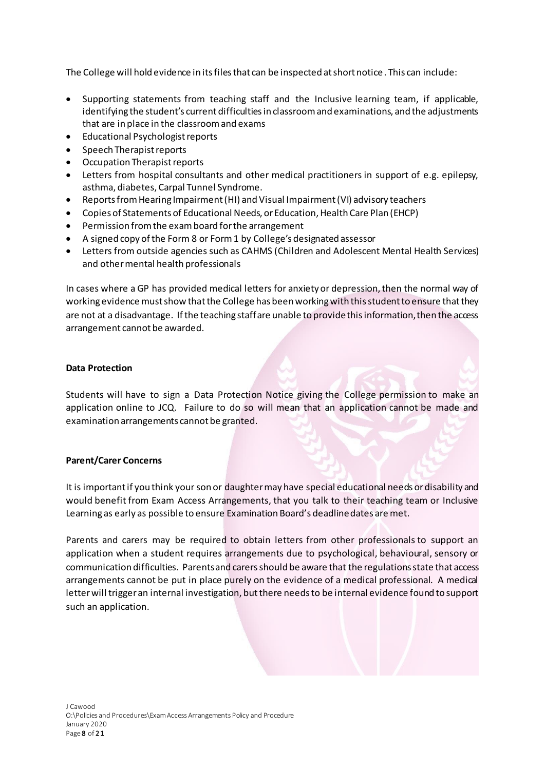The College will hold evidence in its files that can be inspected at short notice. This can include:

- Supporting statements from teaching staff and the Inclusive learning team, if applicable, identifying the student's current difficulties in classroom and examinations, and the adjustments that are in place in the classroom and exams
- Educational Psychologist reports
- Speech Therapist reports
- Occupation Therapist reports
- Letters from hospital consultants and other medical practitioners in support of e.g. epilepsy, asthma, diabetes, Carpal Tunnel Syndrome.
- Reports from Hearing Impairment (HI) and Visual Impairment (VI) advisory teachers
- Copies of Statements of Educational Needs, or Education, Health Care Plan (EHCP)
- Permission from the exam board for the arrangement
- A signed copy of the Form 8 or Form 1 by College's designated assessor
- Letters from outside agencies such as CAHMS (Children and Adolescent Mental Health Services) and other mental health professionals

In cases where a GP has provided medical letters for anxiety or depression, then the normal way of working evidence must show that the College has been working with this student to ensure that they are not at a disadvantage. If the teaching staff are unable to provide this information, then the access arrangement cannot be awarded.

**Data Protection**

Students will have to sign a Data Protection Notice giving the College permission to make an application online to JCQ. Failure to do so will mean that an application cannot be made and examination arrangements cannot be granted.

**Parent/Carer Concerns**

It is important if you think your son or daughter may have special educational needs or disability and would benefit from Exam Access Arrangements, that you talk to their teaching team or Inclusive Learning as early as possible to ensure Examination Board's deadline dates are met.

Parents and carers may be required to obtain letters from other professionals to support an application when a student requires arrangements due to psychological, behavioural, sensory or communication difficulties. Parents and carers should be aware that the regulations state that access arrangements cannot be put in place purely on the evidence of a medical professional. A medical letter will trigger an internal investigation, but there needs to be internal evidence found to support such an application.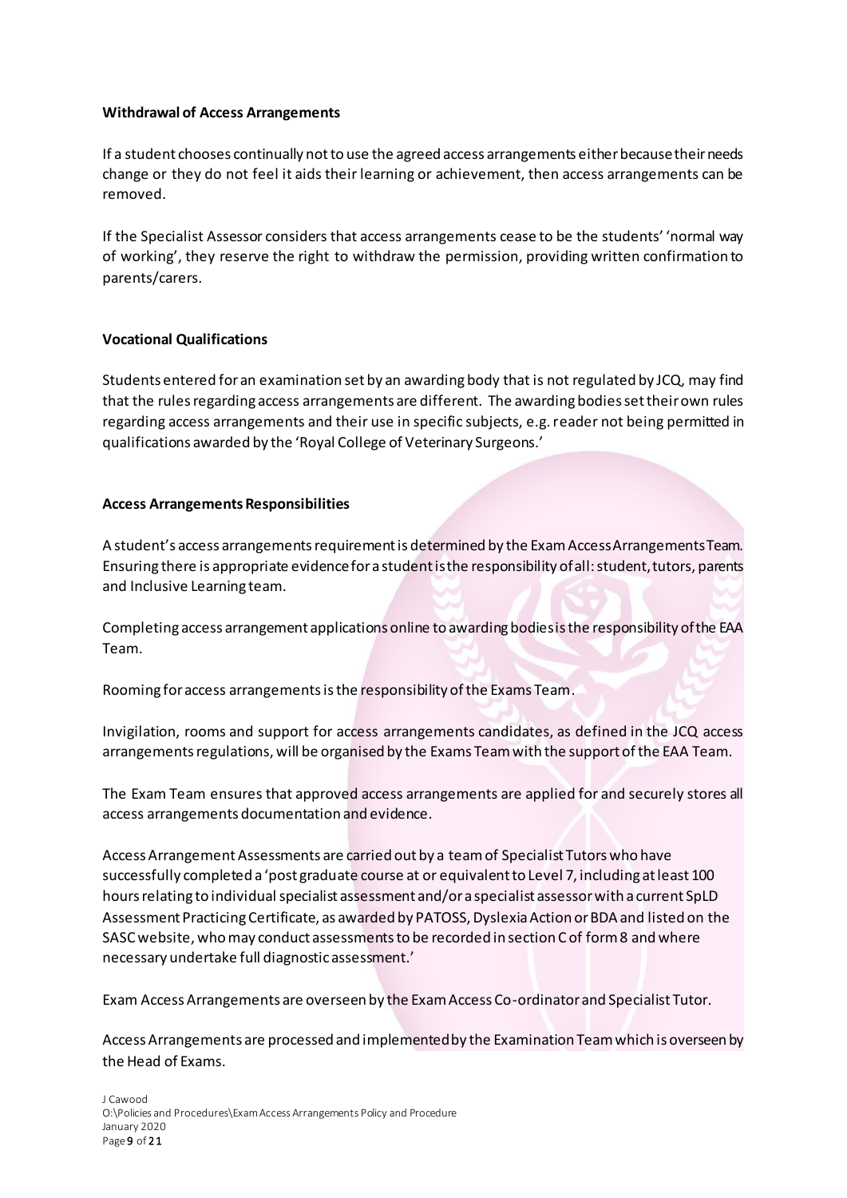**Withdrawal of Access Arrangements**

If a student chooses continually not to use the agreed access arrangements either because their needs change or they do not feel it aids their learning or achievement, then access arrangements can be removed.

If the Specialist Assessor considers that access arrangements cease to be the students' 'normal way of working', they reserve the right to withdraw the permission, providing written confirmation to parents/carers.

**Vocational Qualifications**

Students entered for an examination set by an awarding body that is not regulated by JCQ, may find that the rules regarding access arrangements are different. The awarding bodies set their own rules regarding access arrangements and their use in specific subjects, e.g. reader not being permitted in qualifications awarded by the 'Royal College of Veterinary Surgeons.'

**Access Arrangements Responsibilities**

A student's access arrangements requirement is determined by the Exam Access Arrangements Team. Ensuring there is appropriate evidence for a student is the responsibility of all: student, tutors, parents and Inclusive Learning team.

Completing access arrangement applications online to awarding bodies is the responsibility of the EAA Team.

Rooming for access arrangements is the responsibility of the Exams Team.

Invigilation, rooms and support for access arrangements candidates, as defined in the JCQ access arrangements regulations, will be organised by the Exams Team with the support of the EAA Team.

The Exam Team ensures that approved access arrangements are applied for and securely stores all access arrangements documentation and evidence.

Access Arrangement Assessments are carried out by a team of Specialist Tutors who have successfully completed a 'post graduate course at or equivalent to Level 7, including at least 100 hours relating to individual specialist assessment and/or a specialist assessor with a current SpLD Assessment Practicing Certificate, as awarded by PATOSS, Dyslexia Action or BDA and listed on the SASC website, who may conduct assessments to be recorded in section C of form 8 and where necessary undertake full diagnostic assessment.'

Exam Access Arrangements are overseen by the Exam Access Co-ordinator and Specialist Tutor.

Access Arrangements are processed and implemented by the Examination Team which is overseen by the Head of Exams.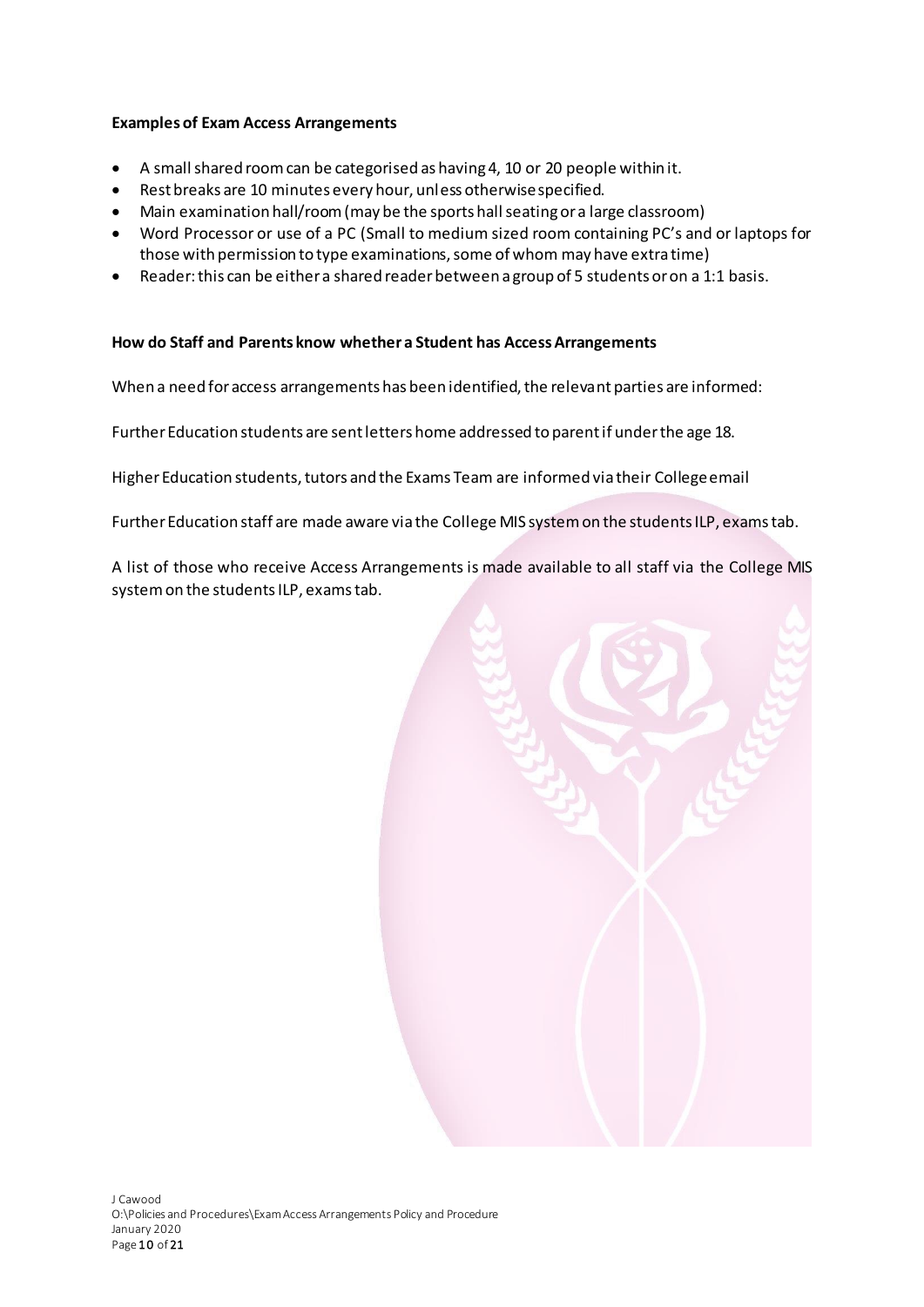**Examples of Exam Access Arrangements**

- A small shared room can be categorised as having 4, 10 or 20 people within it.
- Rest breaks are 10 minutes every hour, unless otherwise specified.
- Main examination hall/room (may be the sports hall seating or a large classroom)
- Word Processor or use of a PC (Small to medium sized room containing PC's and or laptops for those with permission to type examinations, some of whom may have extra time)
- Reader: this can be either a shared reader between a group of 5 students or on a 1:1 basis.

**How do Staff and Parents know whether a Student has Access Arrangements**

When a need for access arrangements has been identified, the relevant parties are informed:

Further Education students are sent letters home addressed to parent if under the age 18.

Higher Education students, tutors and the Exams Team are informed via their College email

Further Education staff are made aware via the College MIS system on the students ILP, exams tab.

A list of those who receive Access Arrangements is made available to all staff via the College MIS system on the students ILP, exams tab.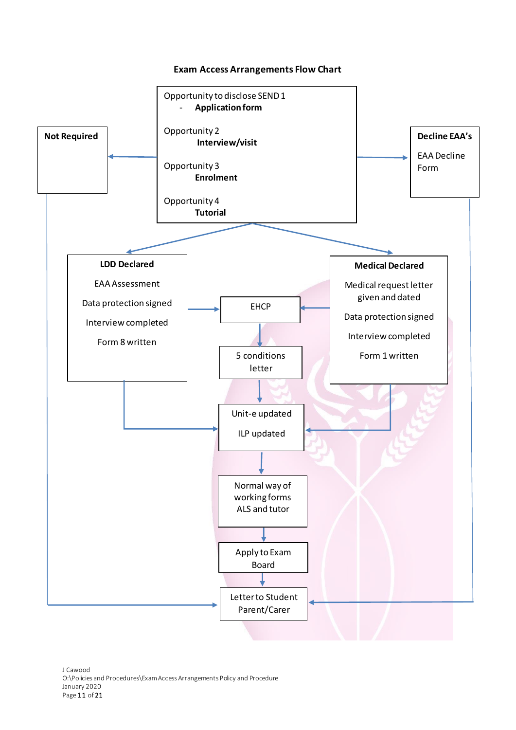**Exam Access Arrangements Flow Chart**

Opportunity to disclose SEND 1
- **Application form**

Opportunity 2
**Interview/visit**

Opportunity 3
**Enrolment**

Opportunity 4
**Tutorial**

**Not Required**

**Decline EAA's**

EAA Decline Form

**LDD Declared**

EAA Assessment

Data protection signed

Interview completed

Form 8 written

**Medical Declared**

Medical request letter given and dated

Data protection signed

Interview completed

Form 1 written

EHCP

5 conditions letter

Unit-e updated

ILP updated

Normal way of working forms ALS and tutor

Apply to Exam Board

Letter to Student Parent/Carer

J Cawood
O:\Policies and Procedures\Exam Access Arrangements Policy and Procedure
January 2020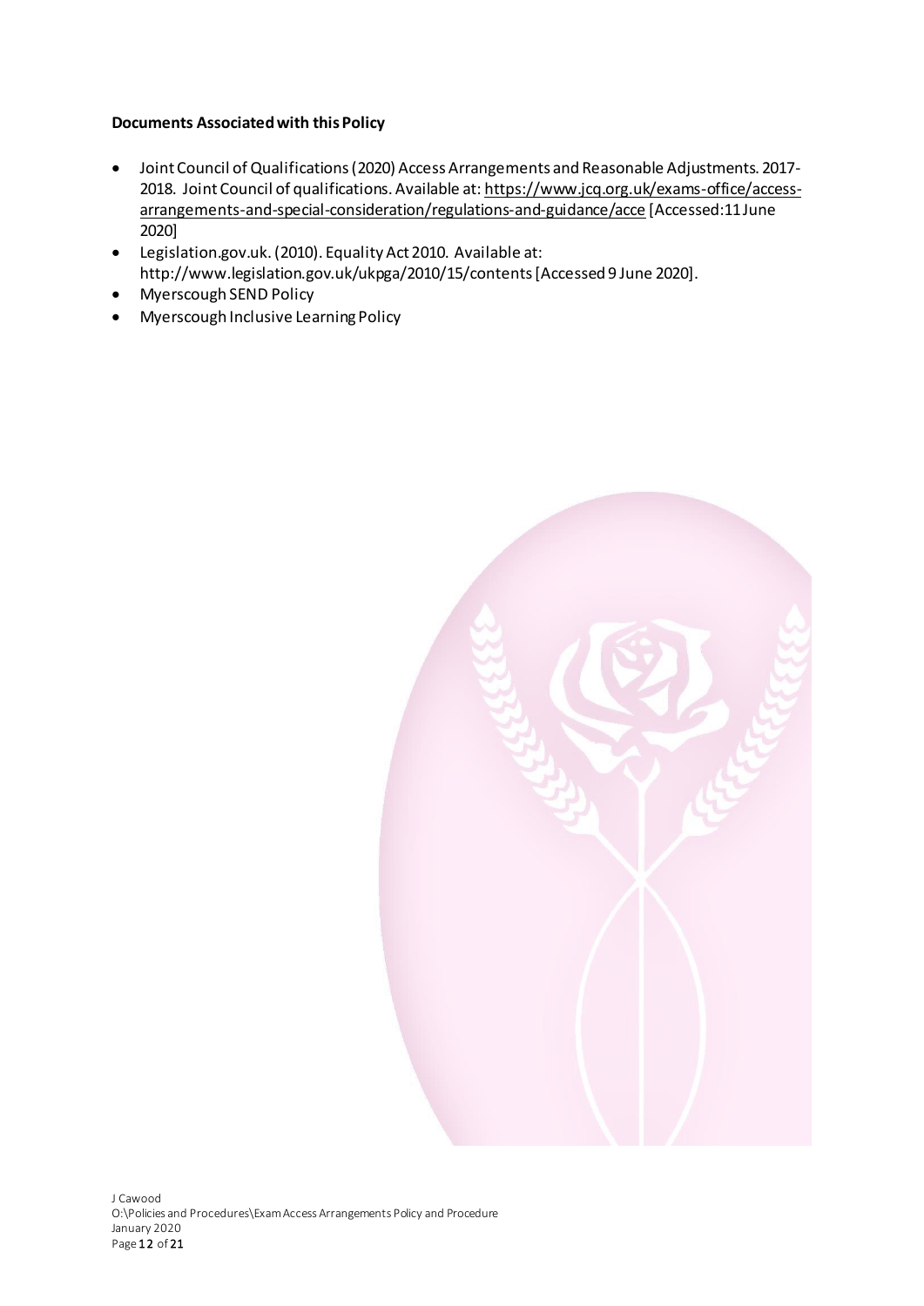**Documents Associated with this Policy**

- Joint Council of Qualifications (2020) Access Arrangements and Reasonable Adjustments. 2017-2018. Joint Council of qualifications. Available at: https://www.jcq.org.uk/exams-office/access-arrangements-and-special-consideration/regulations-and-guidance/acce [Accessed:11 June 2020]
- Legislation.gov.uk. (2010). Equality Act 2010. Available at: http://www.legislation.gov.uk/ukpga/2010/15/contents [Accessed 9 June 2020].
- Myerscough SEND Policy
- Myerscough Inclusive Learning Policy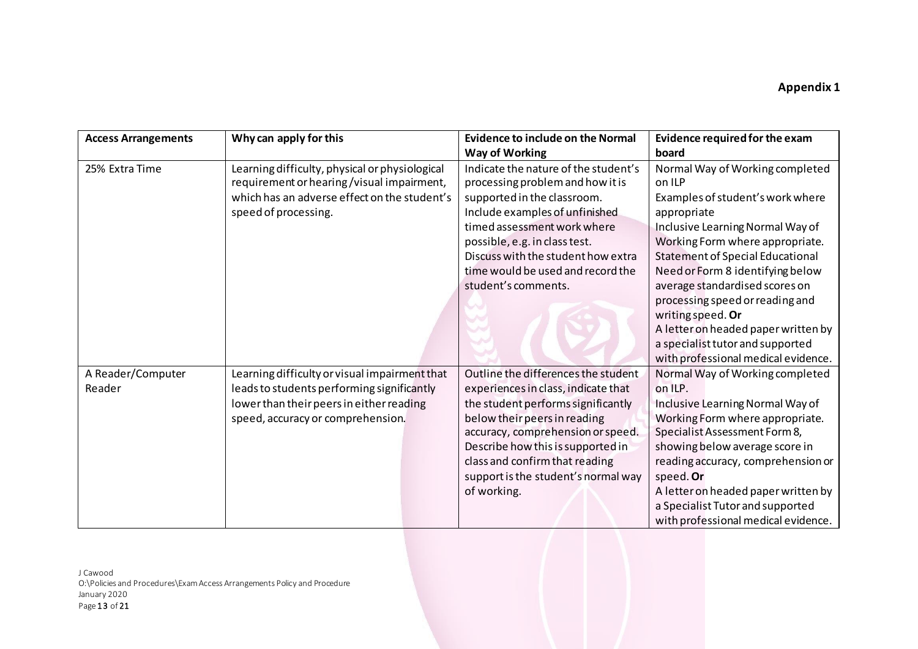**Appendix 1**

| Access Arrangements | Why can apply for this | Evidence to include on the Normal Way of Working | Evidence required for the exam board |
|---|---|---|---|
| 25% Extra Time | Learning difficulty, physical or physiological requirement or hearing /visual impairment, which has an adverse effect on the student's speed of processing. | Indicate the nature of the student's processing problem and how it is supported in the classroom.<br>Include examples of unfinished timed assessment work where possible, e.g. in class test.<br>Discuss with the student how extra time would be used and record the student's comments. | Normal Way of Working completed on ILP<br>Examples of student's work where appropriate<br>Inclusive Learning Normal Way of Working Form where appropriate.<br>Statement of Special Educational Need or Form 8 identifying below average standardised scores on processing speed or reading and writing speed. **Or**<br>A letter on headed paper written by a specialist tutor and supported with professional medical evidence. |
| A Reader/Computer Reader | Learning difficulty or visual impairment that leads to students performing significantly lower than their peers in either reading speed, accuracy or comprehension. | Outline the differences the student experiences in class, indicate that the student performs significantly below their peers in reading accuracy, comprehension or speed.<br>Describe how this is supported in class and confirm that reading support is the student's normal way of working. | Normal Way of Working completed on ILP.<br>Inclusive Learning Normal Way of Working Form where appropriate.<br>Specialist Assessment Form 8, showing below average score in reading accuracy, comprehension or speed. **Or**<br>A letter on headed paper written by a Specialist Tutor and supported with professional medical evidence. |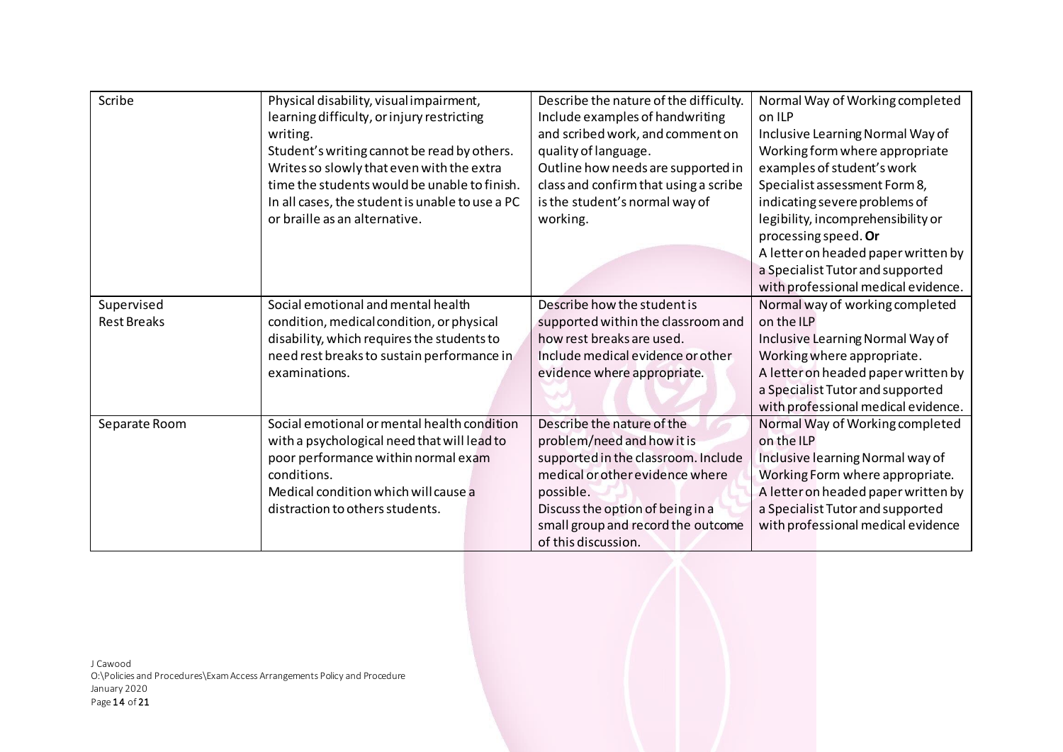| Scribe | Physical disability, visual impairment, learning difficulty, or injury restricting writing.<br>Student's writing cannot be read by others.<br>Writes so slowly that even with the extra time the students would be unable to finish.<br>In all cases, the student is unable to use a PC or braille as an alternative. | Describe the nature of the difficulty. Include examples of handwriting and scribed work, and comment on quality of language.<br>Outline how needs are supported in class and confirm that using a scribe is the student's normal way of working. | Normal Way of Working completed on ILP<br>Inclusive Learning Normal Way of Working form where appropriate examples of student's work<br>Specialist assessment Form 8, indicating severe problems of legibility, incomprehensibility or processing speed. **Or**<br>A letter on headed paper written by a Specialist Tutor and supported with professional medical evidence. |
|---|---|---|---|
| Supervised Rest Breaks | Social emotional and mental health condition, medical condition, or physical disability, which requires the students to need rest breaks to sustain performance in examinations. | Describe how the student is supported within the classroom and how rest breaks are used.<br>Include medical evidence or other evidence where appropriate. | Normal way of working completed on the ILP<br>Inclusive Learning Normal Way of Working where appropriate.<br>A letter on headed paper written by a Specialist Tutor and supported with professional medical evidence. |
| Separate Room | Social emotional or mental health condition with a psychological need that will lead to poor performance within normal exam conditions.<br>Medical condition which will cause a distraction to others students. | Describe the nature of the problem/need and how it is supported in the classroom. Include medical or other evidence where possible.<br>Discuss the option of being in a small group and record the outcome of this discussion. | Normal Way of Working completed on the ILP<br>Inclusive learning Normal way of Working Form where appropriate.<br>A letter on headed paper written by a Specialist Tutor and supported with professional medical evidence |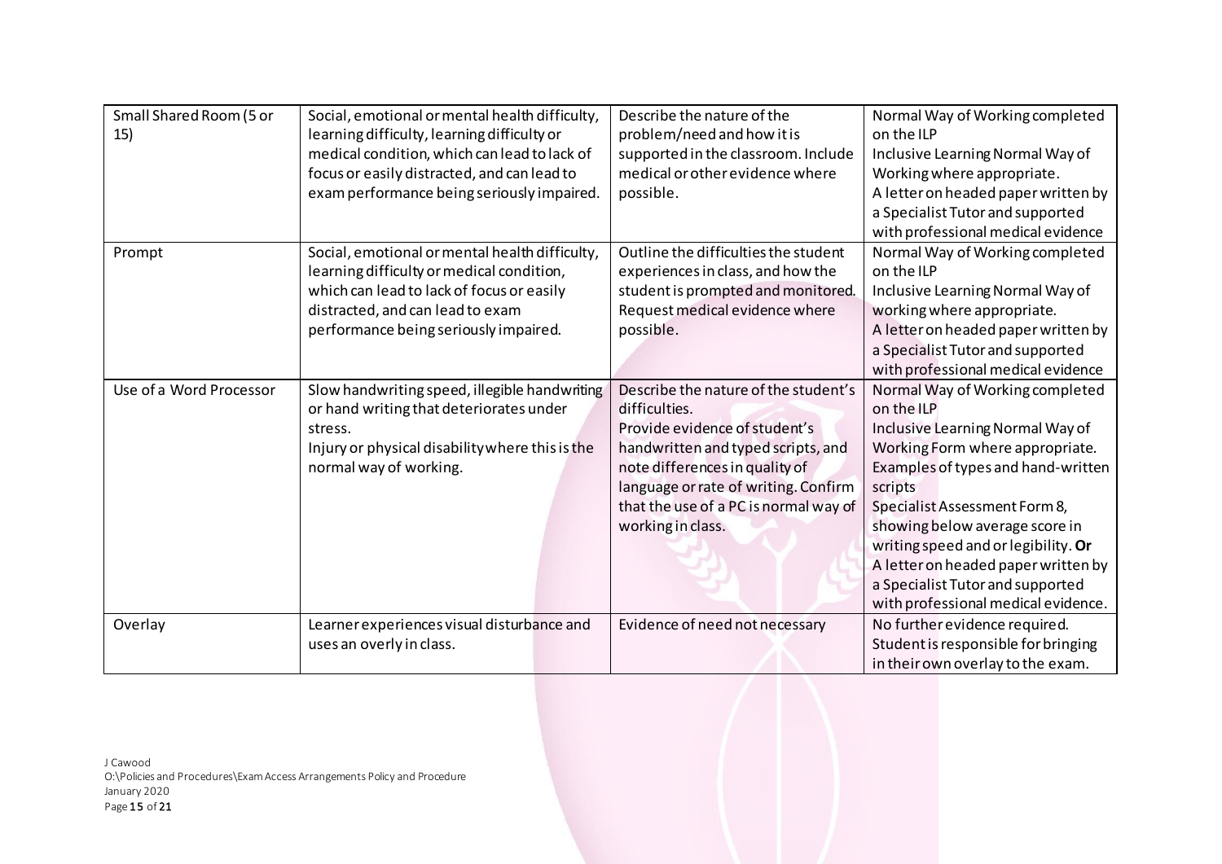| Small Shared Room (5 or 15) | Social, emotional or mental health difficulty, learning difficulty, learning difficulty or medical condition, which can lead to lack of focus or easily distracted, and can lead to exam performance being seriously impaired. | Describe the nature of the problem/need and how it is supported in the classroom. Include medical or other evidence where possible. | Normal Way of Working completed on the ILP<br>Inclusive Learning Normal Way of Working where appropriate.<br>A letter on headed paper written by a Specialist Tutor and supported with professional medical evidence |
|---|---|---|---|
| Prompt | Social, emotional or mental health difficulty, learning difficulty or medical condition, which can lead to lack of focus or easily distracted, and can lead to exam performance being seriously impaired. | Outline the difficulties the student experiences in class, and how the student is prompted and monitored. Request medical evidence where possible. | Normal Way of Working completed on the ILP<br>Inclusive Learning Normal Way of working where appropriate.<br>A letter on headed paper written by a Specialist Tutor and supported with professional medical evidence |
| Use of a Word Processor | Slow handwriting speed, illegible handwriting or hand writing that deteriorates under stress.<br>Injury or physical disability where this is the normal way of working. | Describe the nature of the student's difficulties.<br>Provide evidence of student's handwritten and typed scripts, and note differences in quality of language or rate of writing. Confirm that the use of a PC is normal way of working in class. | Normal Way of Working completed on the ILP<br>Inclusive Learning Normal Way of Working Form where appropriate.<br>Examples of types and hand-written scripts<br>Specialist Assessment Form 8, showing below average score in writing speed and or legibility. **Or**<br>A letter on headed paper written by a Specialist Tutor and supported with professional medical evidence. |
| Overlay | Learner experiences visual disturbance and uses an overly in class. | Evidence of need not necessary | No further evidence required.<br>Student is responsible for bringing in their own overlay to the exam. |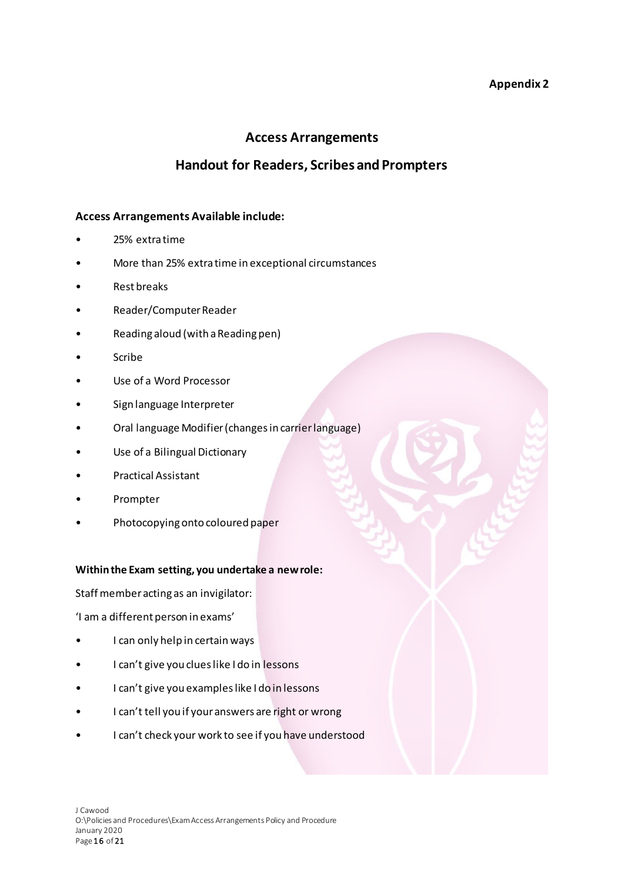**Appendix 2**

# Access Arrangements

## Handout for Readers, Scribes and Prompters

**Access Arrangements Available include:**

- 25% extra time
- More than 25% extra time in exceptional circumstances
- Rest breaks
- Reader/Computer Reader
- Reading aloud (with a Reading pen)
- Scribe
- Use of a Word Processor
- Sign language Interpreter
- Oral language Modifier (changes in carrier language)
- Use of a Bilingual Dictionary
- Practical Assistant
- Prompter
- Photocopying onto coloured paper

**Within the Exam setting, you undertake a new role:**

Staff member acting as an invigilator:

'I am a different person in exams'

- I can only help in certain ways
- I can't give you clues like I do in lessons
- I can't give you examples like I do in lessons
- I can't tell you if your answers are right or wrong
- I can't check your work to see if you have understood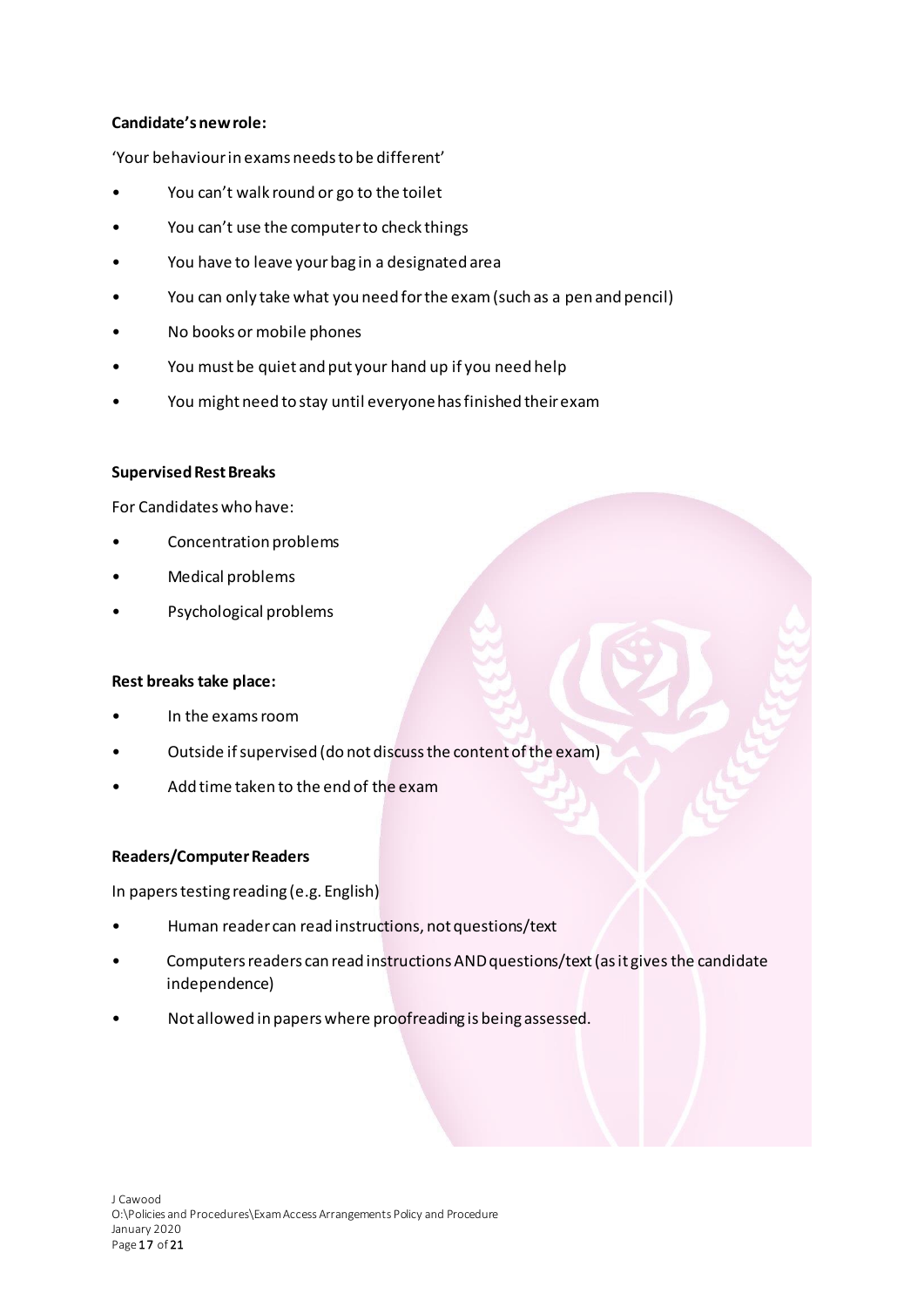**Candidate's new role:**

'Your behaviour in exams needs to be different'

- You can't walk round or go to the toilet
- You can't use the computer to check things
- You have to leave your bag in a designated area
- You can only take what you need for the exam (such as a pen and pencil)
- No books or mobile phones
- You must be quiet and put your hand up if you need help
- You might need to stay until everyone has finished their exam

**Supervised Rest Breaks**

For Candidates who have:

- Concentration problems
- Medical problems
- Psychological problems

**Rest breaks take place:**

- In the exams room
- Outside if supervised (do not discuss the content of the exam)
- Add time taken to the end of the exam

**Readers/Computer Readers**

In papers testing reading (e.g. English)

- Human reader can read instructions, not questions/text
- Computers readers can read instructions AND questions/text (as it gives the candidate independence)
- Not allowed in papers where proofreading is being assessed.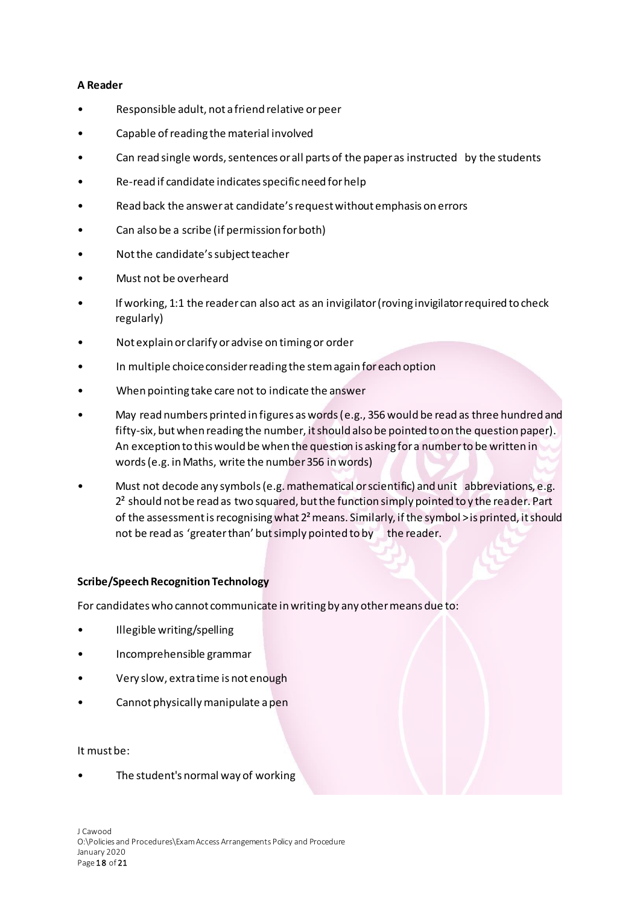**A Reader**

- Responsible adult, not a friend relative or peer
- Capable of reading the material involved
- Can read single words, sentences or all parts of the paper as instructed by the students
- Re-read if candidate indicates specific need for help
- Read back the answer at candidate's request without emphasis on errors
- Can also be a scribe (if permission for both)
- Not the candidate's subject teacher
- Must not be overheard
- If working, 1:1 the reader can also act as an invigilator (roving invigilator required to check regularly)
- Not explain or clarify or advise on timing or order
- In multiple choice consider reading the stem again for each option
- When pointing take care not to indicate the answer
- May read numbers printed in figures as words (e.g., 356 would be read as three hundred and fifty-six, but when reading the number, it should also be pointed to on the question paper). An exception to this would be when the question is asking for a number to be written in words (e.g. in Maths, write the number 356 in words)
- Must not decode any symbols (e.g. mathematical or scientific) and unit abbreviations, e.g. $2^2$ should not be read as two squared, but the function simply pointed to y the reader. Part of the assessment is recognising what $2^2$ means. Similarly, if the symbol > is printed, it should not be read as 'greater than' but simply pointed to by the reader.

**Scribe/Speech Recognition Technology**

For candidates who cannot communicate in writing by any other means due to:

- Illegible writing/spelling
- Incomprehensible grammar
- Very slow, extra time is not enough
- Cannot physically manipulate a pen

It must be:

- The student's normal way of working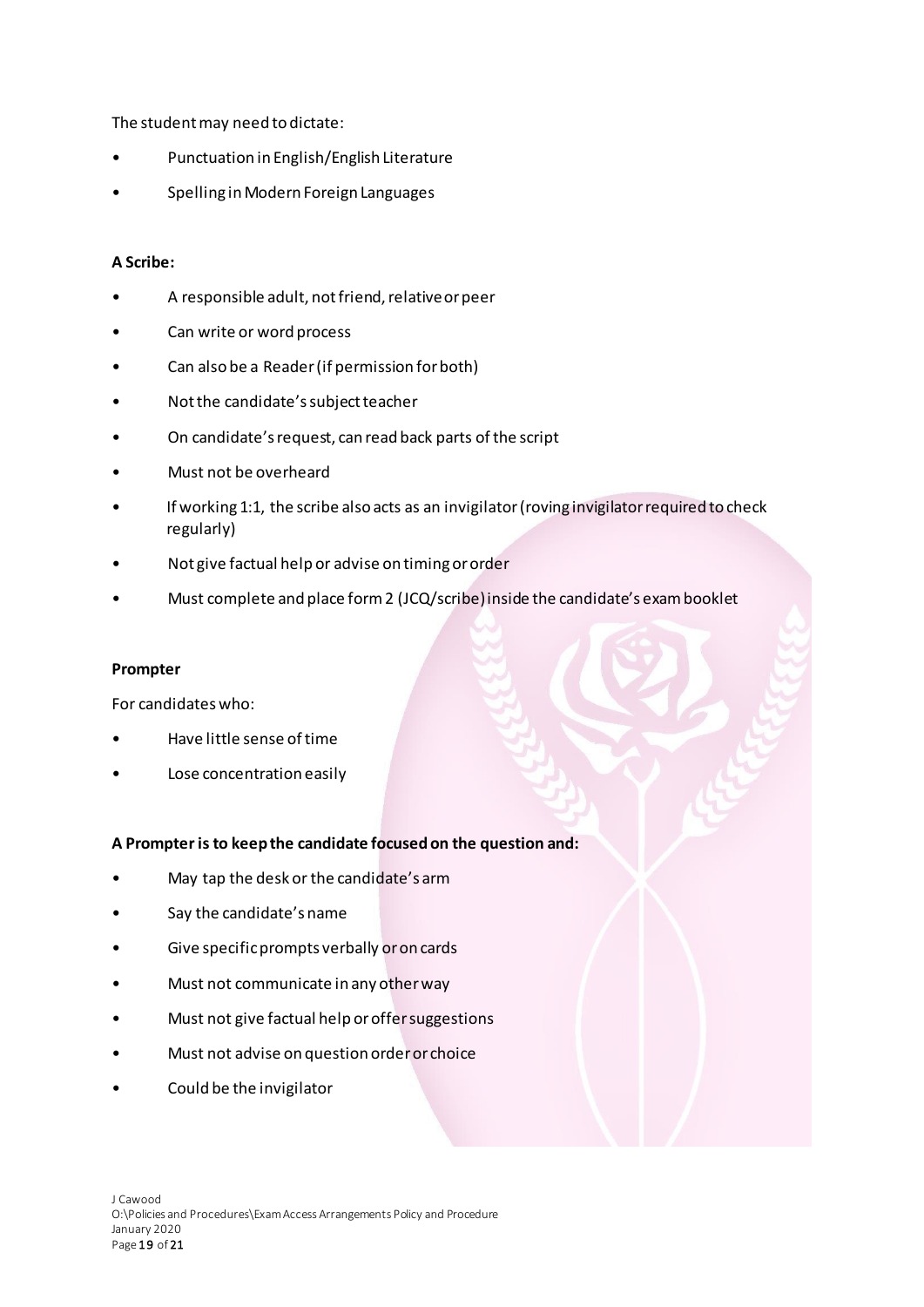The student may need to dictate:

- Punctuation in English/English Literature
- Spelling in Modern Foreign Languages

**A Scribe:**

- A responsible adult, not friend, relative or peer
- Can write or word process
- Can also be a Reader (if permission for both)
- Not the candidate's subject teacher
- On candidate's request, can read back parts of the script
- Must not be overheard
- If working 1:1, the scribe also acts as an invigilator (roving invigilator required to check regularly)
- Not give factual help or advise on timing or order
- Must complete and place form 2 (JCQ/scribe) inside the candidate's exam booklet

**Prompter**

For candidates who:

- Have little sense of time
- Lose concentration easily

**A Prompter is to keep the candidate focused on the question and:**

- May tap the desk or the candidate's arm
- Say the candidate's name
- Give specific prompts verbally or on cards
- Must not communicate in any other way
- Must not give factual help or offer suggestions
- Must not advise on question order or choice
- Could be the invigilator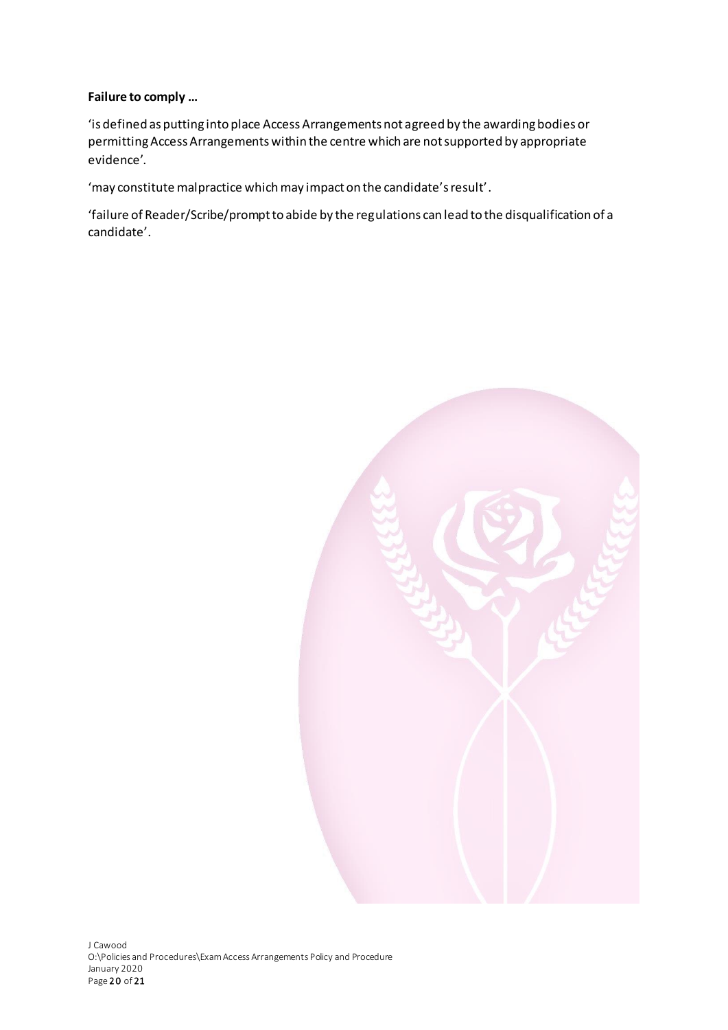**Failure to comply …**

'is defined as putting into place Access Arrangements not agreed by the awarding bodies or permitting Access Arrangements within the centre which are not supported by appropriate evidence'.

'may constitute malpractice which may impact on the candidate's result'.

'failure of Reader/Scribe/prompt to abide by the regulations can lead to the disqualification of a candidate'.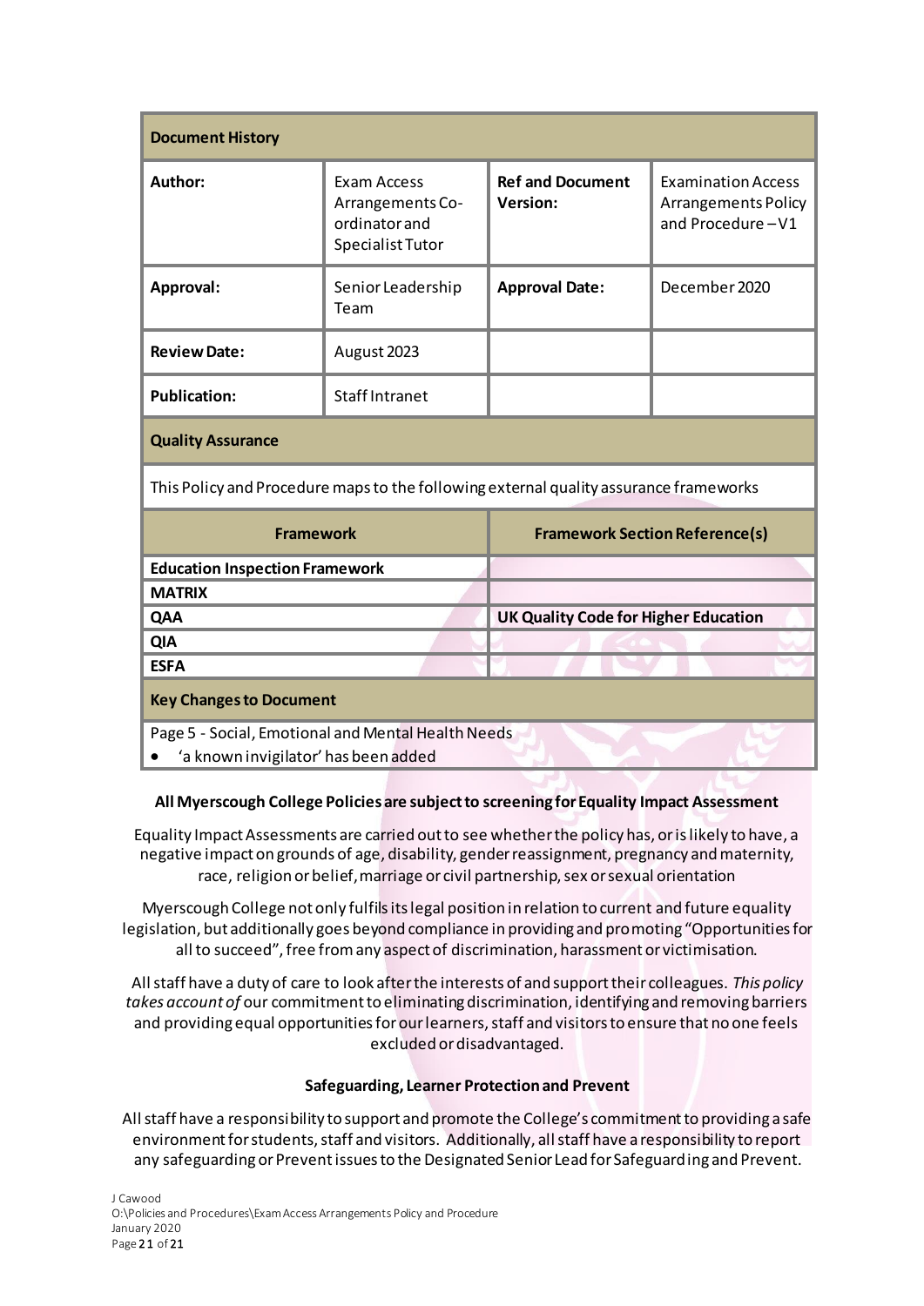| Document History | | | |
|---|---|---|---|
| **Author:** | Exam Access Arrangements Co-ordinator and Specialist Tutor | **Ref and Document Version:** | Examination Access Arrangements Policy and Procedure – V1 |
| **Approval:** | Senior Leadership Team | **Approval Date:** | December 2020 |
| **Review Date:** | August 2023 | | |
| **Publication:** | Staff Intranet | | |

**Quality Assurance**

This Policy and Procedure maps to the following external quality assurance frameworks

| Framework | Framework Section Reference(s) |
|---|---|
| **Education Inspection Framework** | |
| **MATRIX** | |
| **QAA** | **UK Quality Code for Higher Education** |
| **QIA** | |
| **ESFA** | |

**Key Changes to Document**

Page 5 - Social, Emotional and Mental Health Needs

- 'a known invigilator' has been added

**All Myerscough College Policies are subject to screening for Equality Impact Assessment**

Equality Impact Assessments are carried out to see whether the policy has, or is likely to have, a negative impact on grounds of age, disability, gender reassignment, pregnancy and maternity, race, religion or belief, marriage or civil partnership, sex or sexual orientation

Myerscough College not only fulfils its legal position in relation to current and future equality legislation, but additionally goes beyond compliance in providing and promoting "Opportunities for all to succeed", free from any aspect of discrimination, harassment or victimisation.

All staff have a duty of care to look after the interests of and support their colleagues. *This policy takes account of* our commitment to eliminating discrimination, identifying and removing barriers and providing equal opportunities for our learners, staff and visitors to ensure that no one feels excluded or disadvantaged.

**Safeguarding, Learner Protection and Prevent**

All staff have a responsibility to support and promote the College's commitment to providing a safe environment for students, staff and visitors. Additionally, all staff have a responsibility to report any safeguarding or Prevent issues to the Designated Senior Lead for Safeguarding and Prevent.